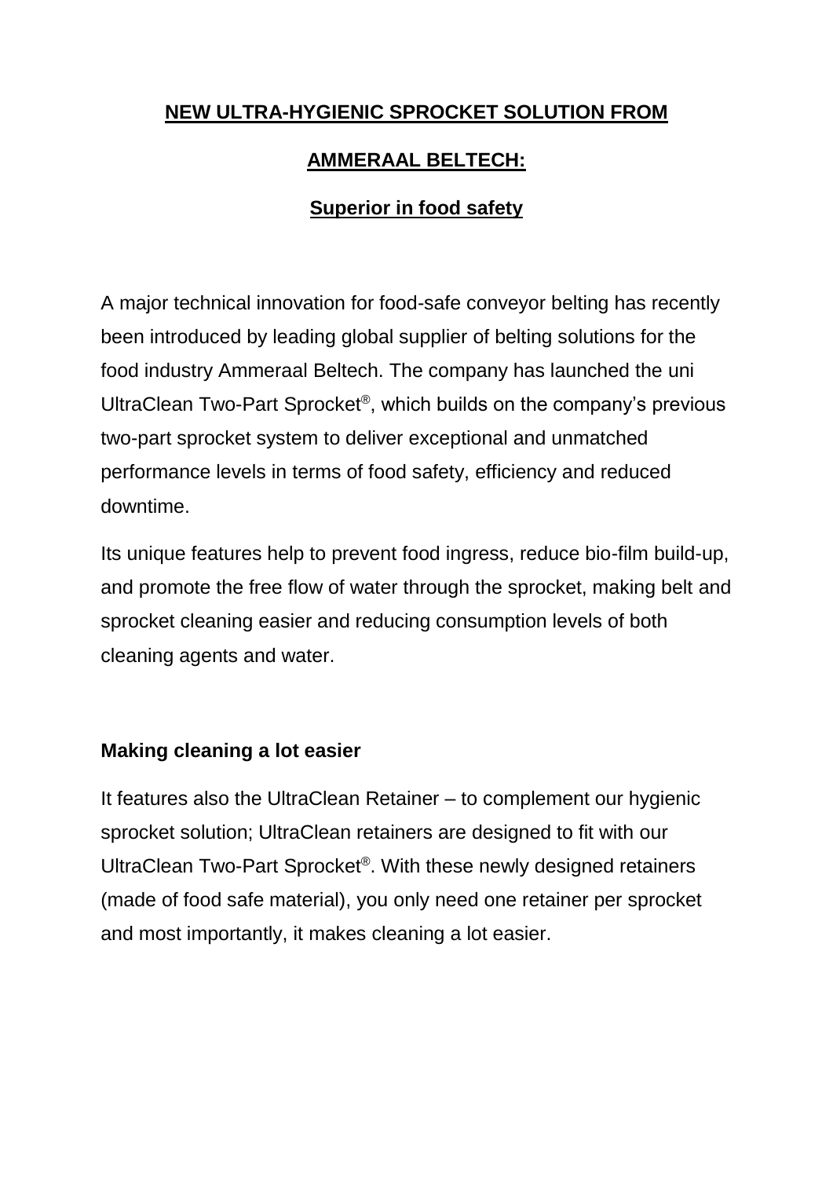# NEW ULTRA-HYGIENIC SPROCKET SOLUTION FROM AMMERAAL BELTECH:

## Superior in food safety

A major technical innovation for food-safe conveyor belting has recently been introduced by leading global supplier of belting solutions for the food industry Ammeraal Beltech. The company has launched the uni UltraClean Two-Part Sprocket®, which builds on the company's previous two-part sprocket system to deliver exceptional and unmatched performance levels in terms of food safety, efficiency and reduced downtime.

Its unique features help to prevent food ingress, reduce bio-film build-up, and promote the free flow of water through the sprocket, making belt and sprocket cleaning easier and reducing consumption levels of both cleaning agents and water.

### Making cleaning a lot easier

It features also the UltraClean Retainer – to complement our hygienic sprocket solution; UltraClean retainers are designed to fit with our UltraClean Two-Part Sprocket®. With these newly designed retainers (made of food safe material), you only need one retainer per sprocket and most importantly, it makes cleaning a lot easier.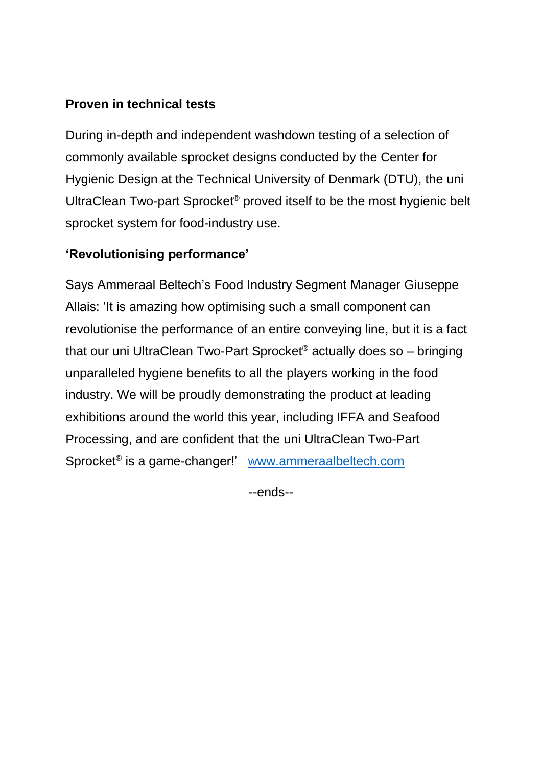**Proven in technical tests**

During in-depth and independent washdown testing of a selection of commonly available sprocket designs conducted by the Center for Hygienic Design at the Technical University of Denmark (DTU), the uni UltraClean Two-part Sprocket® proved itself to be the most hygienic belt sprocket system for food-industry use.

**'Revolutionising performance'**

Says Ammeraal Beltech's Food Industry Segment Manager Giuseppe Allais: 'It is amazing how optimising such a small component can revolutionise the performance of an entire conveying line, but it is a fact that our uni UltraClean Two-Part Sprocket® actually does so – bringing unparalleled hygiene benefits to all the players working in the food industry. We will be proudly demonstrating the product at leading exhibitions around the world this year, including IFFA and Seafood Processing, and are confident that the uni UltraClean Two-Part Sprocket® is a game-changer!' [www.ammeraalbeltech.com](http://www.ammeraalbeltech.com)

--ends--